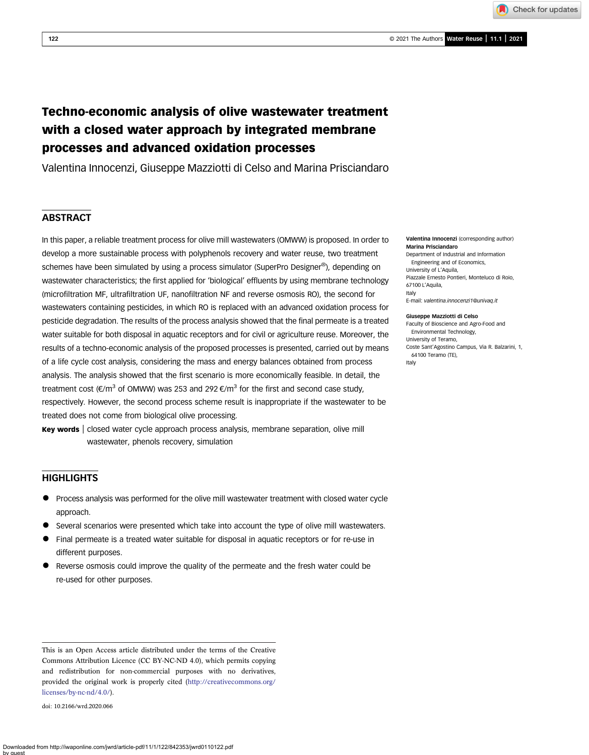# Techno-economic analysis of olive wastewater treatment with a closed water approach by integrated membrane processes and advanced oxidation processes

Valentina Innocenzi, Giuseppe Mazziotti di Celso and Marina Prisciandaro

## ABSTRACT

In this paper, a reliable treatment process for olive mill wastewaters (OMWW) is proposed. In order to develop a more sustainable process with polyphenols recovery and water reuse, two treatment schemes have been simulated by using a process simulator (SuperPro Designer®), depending on wastewater characteristics; the first applied for 'biological' effluents by using membrane technology (microfiltration MF, ultrafiltration UF, nanofiltration NF and reverse osmosis RO), the second for wastewaters containing pesticides, in which RO is replaced with an advanced oxidation process for pesticide degradation. The results of the process analysis showed that the final permeate is a treated water suitable for both disposal in aquatic receptors and for civil or agriculture reuse. Moreover, the results of a techno-economic analysis of the proposed processes is presented, carried out by means of a life cycle cost analysis, considering the mass and energy balances obtained from process analysis. The analysis showed that the first scenario is more economically feasible. In detail, the treatment cost (€/$m^3$ of OMWW) was 253 and 292 €/$m^3$ for the first and second case study, respectively. However, the second process scheme result is inappropriate if the wastewater to be treated does not come from biological olive processing.

**Key words** | closed water cycle approach process analysis, membrane separation, olive mill wastewater, phenols recovery, simulation

**Valentina Innocenzi** (corresponding author)
**Marina Prisciandaro**
Department of Industrial and Information Engineering and of Economics,
University of L'Aquila,
Piazzale Ernesto Pontieri, Monteluco di Roio,
67100 L'Aquila,
Italy
E-mail: *valentina.innocenzi1@univaq.it*

**Giuseppe Mazziotti di Celso**
Faculty of Bioscience and Agro-Food and Environmental Technology,
University of Teramo,
Coste Sant'Agostino Campus, Via R. Balzarini, 1,
64100 Teramo (TE),
Italy

## HIGHLIGHTS

- Process analysis was performed for the olive mill wastewater treatment with closed water cycle approach.
- Several scenarios were presented which take into account the type of olive mill wastewaters.
- Final permeate is a treated water suitable for disposal in aquatic receptors or for re-use in different purposes.
- Reverse osmosis could improve the quality of the permeate and the fresh water could be re-used for other purposes.

This is an Open Access article distributed under the terms of the Creative Commons Attribution Licence (CC BY-NC-ND 4.0), which permits copying and redistribution for non-commercial purposes with no derivatives, provided the original work is properly cited (http://creativecommons.org/licenses/by-nc-nd/4.0/).

doi: 10.2166/wrd.2020.066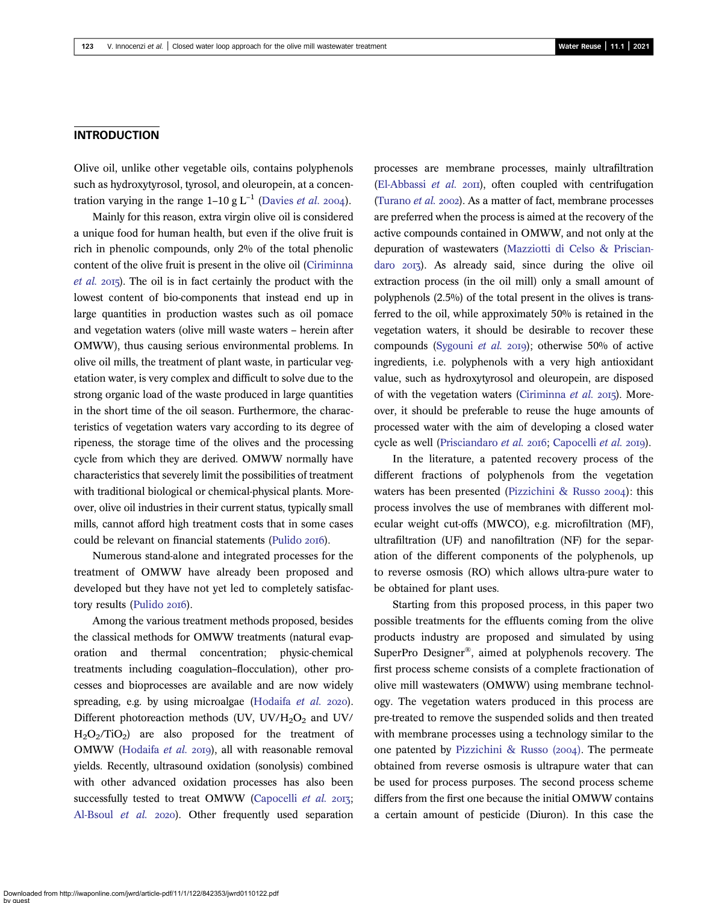## INTRODUCTION

Olive oil, unlike other vegetable oils, contains polyphenols such as hydroxytyrosol, tyrosol, and oleuropein, at a concentration varying in the range 1–10 g $L^{-1}$ (Davies *et al.* 2004).

Mainly for this reason, extra virgin olive oil is considered a unique food for human health, but even if the olive fruit is rich in phenolic compounds, only 2% of the total phenolic content of the olive fruit is present in the olive oil (Ciriminna *et al.* 2015). The oil is in fact certainly the product with the lowest content of bio-components that instead end up in large quantities in production wastes such as oil pomace and vegetation waters (olive mill waste waters – herein after OMWW), thus causing serious environmental problems. In olive oil mills, the treatment of plant waste, in particular vegetation water, is very complex and difficult to solve due to the strong organic load of the waste produced in large quantities in the short time of the oil season. Furthermore, the characteristics of vegetation waters vary according to its degree of ripeness, the storage time of the olives and the processing cycle from which they are derived. OMWW normally have characteristics that severely limit the possibilities of treatment with traditional biological or chemical-physical plants. Moreover, olive oil industries in their current status, typically small mills, cannot afford high treatment costs that in some cases could be relevant on financial statements (Pulido 2016).

Numerous stand-alone and integrated processes for the treatment of OMWW have already been proposed and developed but they have not yet led to completely satisfactory results (Pulido 2016).

Among the various treatment methods proposed, besides the classical methods for OMWW treatments (natural evaporation and thermal concentration; physic-chemical treatments including coagulation–flocculation), other processes and bioprocesses are available and are now widely spreading, e.g. by using microalgae (Hodaifa *et al.* 2020). Different photoreaction methods (UV, UV/$H_2O_2$ and UV/$H_2O_2$/$TiO_2$) are also proposed for the treatment of OMWW (Hodaifa *et al.* 2019), all with reasonable removal yields. Recently, ultrasound oxidation (sonolysis) combined with other advanced oxidation processes has also been successfully tested to treat OMWW (Capocelli *et al.* 2013; Al-Bsoul *et al.* 2020). Other frequently used separation processes are membrane processes, mainly ultrafiltration (El-Abbassi *et al.* 2011), often coupled with centrifugation (Turano *et al.* 2002). As a matter of fact, membrane processes are preferred when the process is aimed at the recovery of the active compounds contained in OMWW, and not only at the depuration of wastewaters (Mazziotti di Celso & Prisciandaro 2013). As already said, since during the olive oil extraction process (in the oil mill) only a small amount of polyphenols (2.5%) of the total present in the olives is transferred to the oil, while approximately 50% is retained in the vegetation waters, it should be desirable to recover these compounds (Sygouni *et al.* 2019); otherwise 50% of active ingredients, i.e. polyphenols with a very high antioxidant value, such as hydroxytyrosol and oleuropein, are disposed of with the vegetation waters (Ciriminna *et al.* 2015). Moreover, it should be preferable to reuse the huge amounts of processed water with the aim of developing a closed water cycle as well (Prisciandaro *et al.* 2016; Capocelli *et al.* 2019).

In the literature, a patented recovery process of the different fractions of polyphenols from the vegetation waters has been presented (Pizzichini & Russo 2004): this process involves the use of membranes with different molecular weight cut-offs (MWCO), e.g. microfiltration (MF), ultrafiltration (UF) and nanofiltration (NF) for the separation of the different components of the polyphenols, up to reverse osmosis (RO) which allows ultra-pure water to be obtained for plant uses.

Starting from this proposed process, in this paper two possible treatments for the effluents coming from the olive products industry are proposed and simulated by using SuperPro Designer®, aimed at polyphenols recovery. The first process scheme consists of a complete fractionation of olive mill wastewaters (OMWW) using membrane technology. The vegetation waters produced in this process are pre-treated to remove the suspended solids and then treated with membrane processes using a technology similar to the one patented by Pizzichini & Russo (2004). The permeate obtained from reverse osmosis is ultrapure water that can be used for process purposes. The second process scheme differs from the first one because the initial OMWW contains a certain amount of pesticide (Diuron). In this case the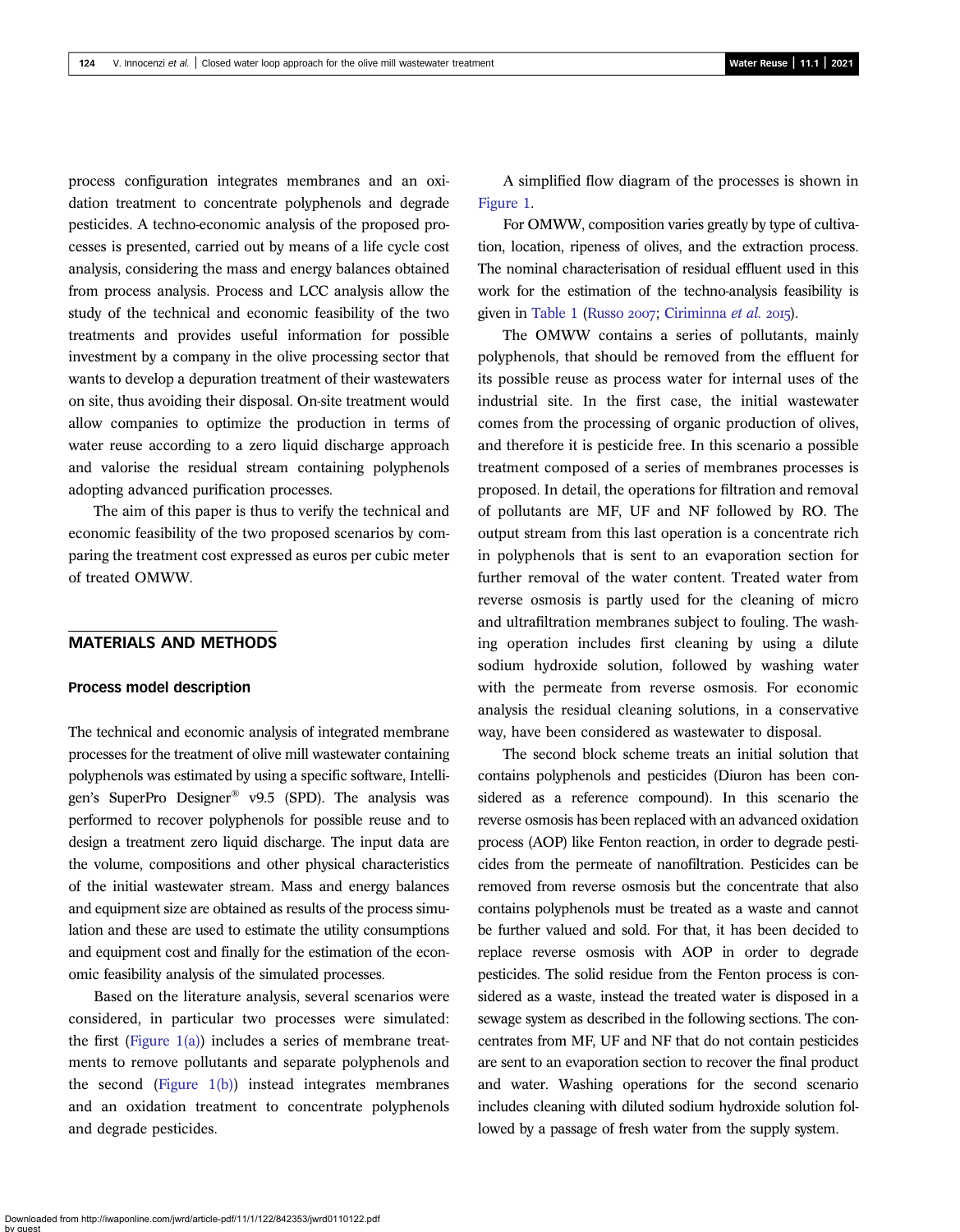process configuration integrates membranes and an oxidation treatment to concentrate polyphenols and degrade pesticides. A techno-economic analysis of the proposed processes is presented, carried out by means of a life cycle cost analysis, considering the mass and energy balances obtained from process analysis. Process and LCC analysis allow the study of the technical and economic feasibility of the two treatments and provides useful information for possible investment by a company in the olive processing sector that wants to develop a depuration treatment of their wastewaters on site, thus avoiding their disposal. On-site treatment would allow companies to optimize the production in terms of water reuse according to a zero liquid discharge approach and valorise the residual stream containing polyphenols adopting advanced purification processes.

The aim of this paper is thus to verify the technical and economic feasibility of the two proposed scenarios by comparing the treatment cost expressed as euros per cubic meter of treated OMWW.

## MATERIALS AND METHODS

### Process model description

The technical and economic analysis of integrated membrane processes for the treatment of olive mill wastewater containing polyphenols was estimated by using a specific software, Intelligen's SuperPro Designer® v9.5 (SPD). The analysis was performed to recover polyphenols for possible reuse and to design a treatment zero liquid discharge. The input data are the volume, compositions and other physical characteristics of the initial wastewater stream. Mass and energy balances and equipment size are obtained as results of the process simulation and these are used to estimate the utility consumptions and equipment cost and finally for the estimation of the economic feasibility analysis of the simulated processes.

Based on the literature analysis, several scenarios were considered, in particular two processes were simulated: the first (Figure 1(a)) includes a series of membrane treatments to remove pollutants and separate polyphenols and the second (Figure 1(b)) instead integrates membranes and an oxidation treatment to concentrate polyphenols and degrade pesticides.

A simplified flow diagram of the processes is shown in Figure 1.

For OMWW, composition varies greatly by type of cultivation, location, ripeness of olives, and the extraction process. The nominal characterisation of residual effluent used in this work for the estimation of the techno-analysis feasibility is given in Table 1 (Russo 2007; Ciriminna *et al.* 2015).

The OMWW contains a series of pollutants, mainly polyphenols, that should be removed from the effluent for its possible reuse as process water for internal uses of the industrial site. In the first case, the initial wastewater comes from the processing of organic production of olives, and therefore it is pesticide free. In this scenario a possible treatment composed of a series of membranes processes is proposed. In detail, the operations for filtration and removal of pollutants are MF, UF and NF followed by RO. The output stream from this last operation is a concentrate rich in polyphenols that is sent to an evaporation section for further removal of the water content. Treated water from reverse osmosis is partly used for the cleaning of micro and ultrafiltration membranes subject to fouling. The washing operation includes first cleaning by using a dilute sodium hydroxide solution, followed by washing water with the permeate from reverse osmosis. For economic analysis the residual cleaning solutions, in a conservative way, have been considered as wastewater to disposal.

The second block scheme treats an initial solution that contains polyphenols and pesticides (Diuron has been considered as a reference compound). In this scenario the reverse osmosis has been replaced with an advanced oxidation process (AOP) like Fenton reaction, in order to degrade pesticides from the permeate of nanofiltration. Pesticides can be removed from reverse osmosis but the concentrate that also contains polyphenols must be treated as a waste and cannot be further valued and sold. For that, it has been decided to replace reverse osmosis with AOP in order to degrade pesticides. The solid residue from the Fenton process is considered as a waste, instead the treated water is disposed in a sewage system as described in the following sections. The concentrates from MF, UF and NF that do not contain pesticides are sent to an evaporation section to recover the final product and water. Washing operations for the second scenario includes cleaning with diluted sodium hydroxide solution followed by a passage of fresh water from the supply system.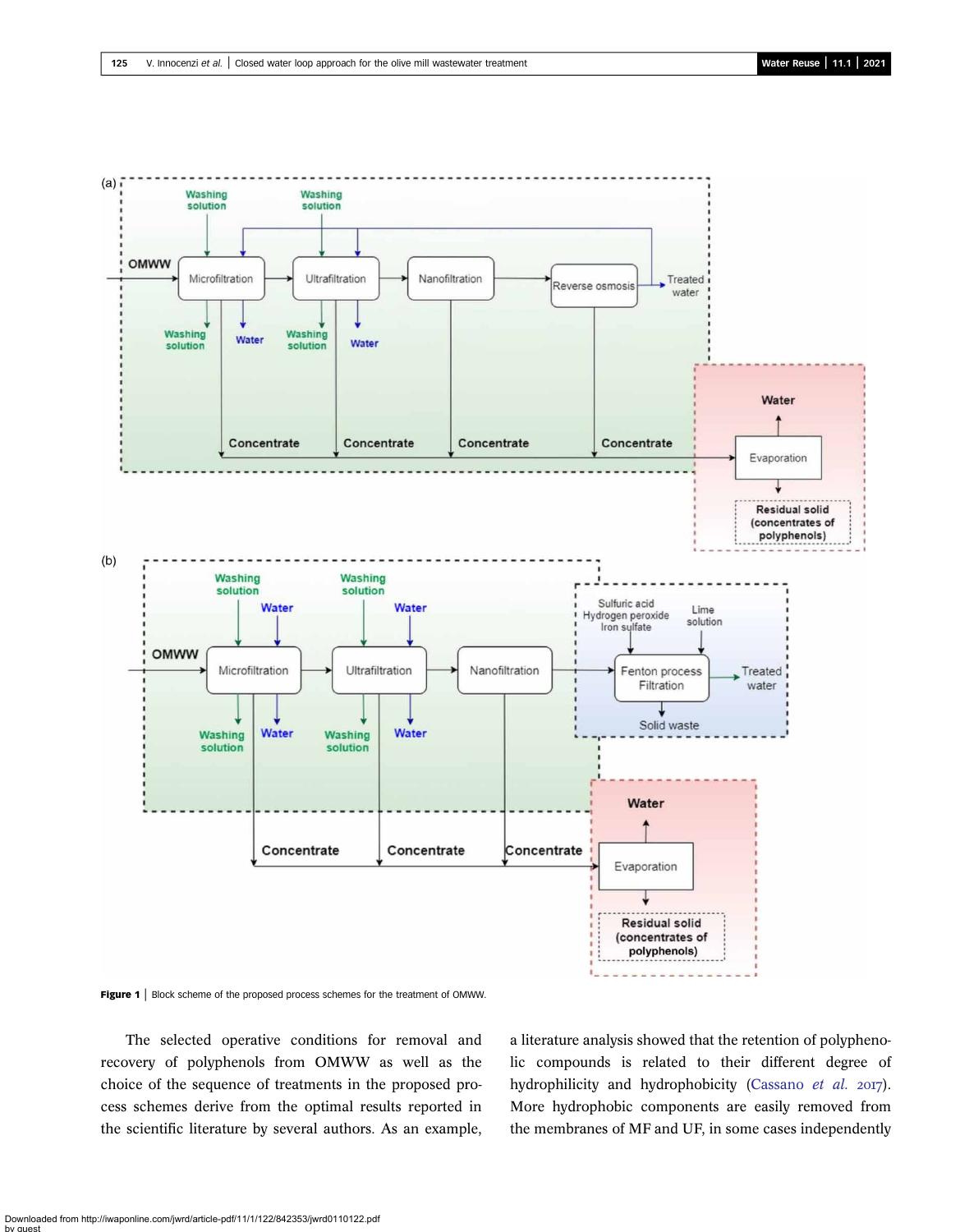**Figure 1** | Block scheme of the proposed process schemes for the treatment of OMWW.

The selected operative conditions for removal and recovery of polyphenols from OMWW as well as the choice of the sequence of treatments in the proposed process schemes derive from the optimal results reported in the scientific literature by several authors. As an example, a literature analysis showed that the retention of polyphenolic compounds is related to their different degree of hydrophilicity and hydrophobicity (Cassano *et al.* 2017). More hydrophobic components are easily removed from the membranes of MF and UF, in some cases independently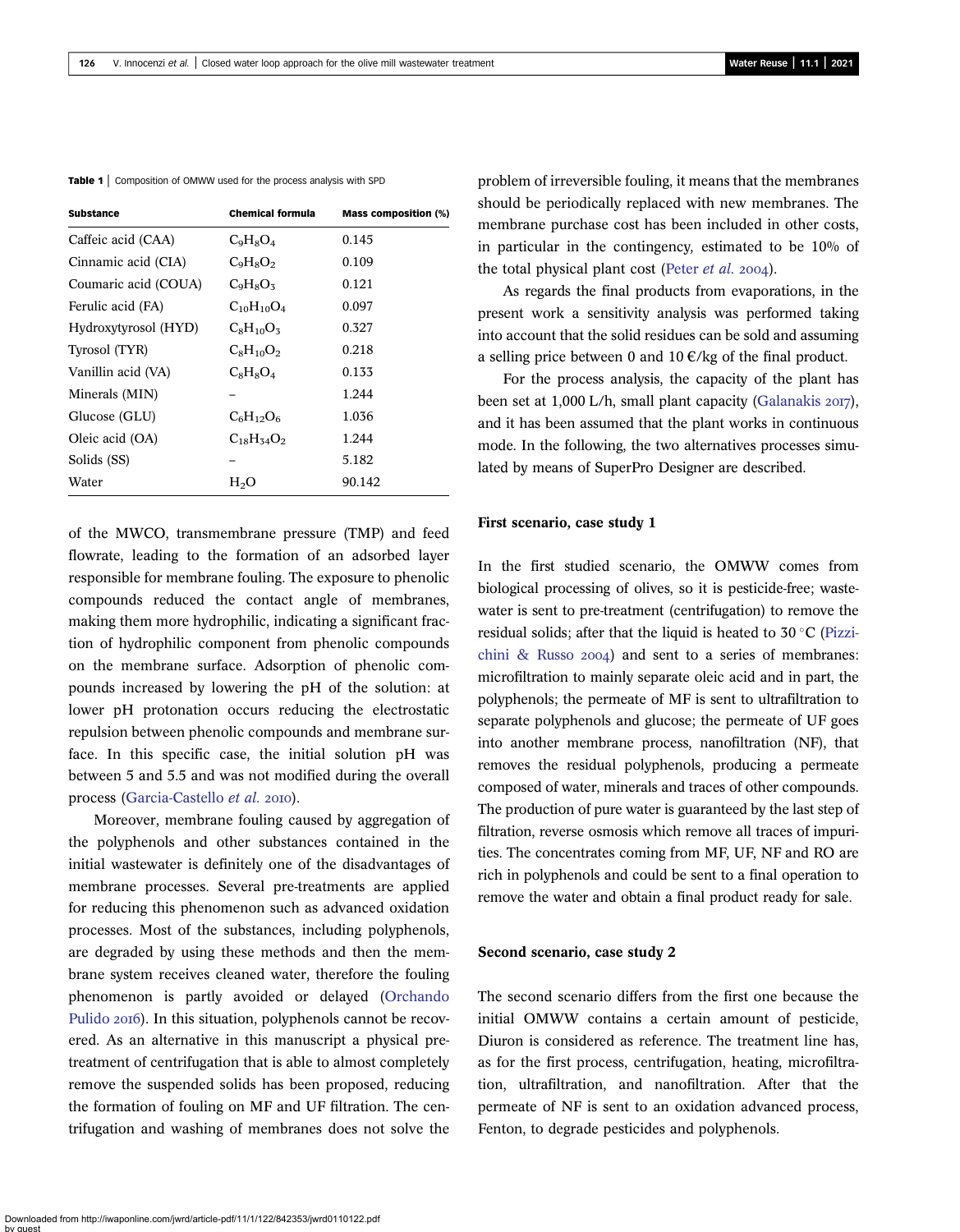**Table 1** | Composition of OMWW used for the process analysis with SPD

| Substance | Chemical formula | Mass composition (%) |
|---|---|---|
| Caffeic acid (CAA) | $C_9H_8O_4$ | 0.145 |
| Cinnamic acid (CIA) | $C_9H_8O_2$ | 0.109 |
| Coumaric acid (COUA) | $C_9H_8O_3$ | 0.121 |
| Ferulic acid (FA) | $C_{10}H_{10}O_4$ | 0.097 |
| Hydroxytyrosol (HYD) | $C_8H_{10}O_3$ | 0.327 |
| Tyrosol (TYR) | $C_8H_{10}O_2$ | 0.218 |
| Vanillin acid (VA) | $C_8H_8O_4$ | 0.133 |
| Minerals (MIN) | – | 1.244 |
| Glucose (GLU) | $C_6H_{12}O_6$ | 1.036 |
| Oleic acid (OA) | $C_{18}H_{34}O_2$ | 1.244 |
| Solids (SS) | – | 5.182 |
| Water | $H_2O$ | 90.142 |

of the MWCO, transmembrane pressure (TMP) and feed flowrate, leading to the formation of an adsorbed layer responsible for membrane fouling. The exposure to phenolic compounds reduced the contact angle of membranes, making them more hydrophilic, indicating a significant fraction of hydrophilic component from phenolic compounds on the membrane surface. Adsorption of phenolic compounds increased by lowering the pH of the solution: at lower pH protonation occurs reducing the electrostatic repulsion between phenolic compounds and membrane surface. In this specific case, the initial solution pH was between 5 and 5.5 and was not modified during the overall process (Garcia-Castello *et al.* 2010).

Moreover, membrane fouling caused by aggregation of the polyphenols and other substances contained in the initial wastewater is definitely one of the disadvantages of membrane processes. Several pre-treatments are applied for reducing this phenomenon such as advanced oxidation processes. Most of the substances, including polyphenols, are degraded by using these methods and then the membrane system receives cleaned water, therefore the fouling phenomenon is partly avoided or delayed (Orchando Pulido 2016). In this situation, polyphenols cannot be recovered. As an alternative in this manuscript a physical pre-treatment of centrifugation that is able to almost completely remove the suspended solids has been proposed, reducing the formation of fouling on MF and UF filtration. The centrifugation and washing of membranes does not solve the problem of irreversible fouling, it means that the membranes should be periodically replaced with new membranes. The membrane purchase cost has been included in other costs, in particular in the contingency, estimated to be 10% of the total physical plant cost (Peter *et al.* 2004).

As regards the final products from evaporations, in the present work a sensitivity analysis was performed taking into account that the solid residues can be sold and assuming a selling price between 0 and 10 €/kg of the final product.

For the process analysis, the capacity of the plant has been set at 1,000 L/h, small plant capacity (Galanakis 2017), and it has been assumed that the plant works in continuous mode. In the following, the two alternatives processes simulated by means of SuperPro Designer are described.

### First scenario, case study 1

In the first studied scenario, the OMWW comes from biological processing of olives, so it is pesticide-free; wastewater is sent to pre-treatment (centrifugation) to remove the residual solids; after that the liquid is heated to 30 °C (Pizzichini & Russo 2004) and sent to a series of membranes: microfiltration to mainly separate oleic acid and in part, the polyphenols; the permeate of MF is sent to ultrafiltration to separate polyphenols and glucose; the permeate of UF goes into another membrane process, nanofiltration (NF), that removes the residual polyphenols, producing a permeate composed of water, minerals and traces of other compounds. The production of pure water is guaranteed by the last step of filtration, reverse osmosis which remove all traces of impurities. The concentrates coming from MF, UF, NF and RO are rich in polyphenols and could be sent to a final operation to remove the water and obtain a final product ready for sale.

### Second scenario, case study 2

The second scenario differs from the first one because the initial OMWW contains a certain amount of pesticide, Diuron is considered as reference. The treatment line has, as for the first process, centrifugation, heating, microfiltration, ultrafiltration, and nanofiltration. After that the permeate of NF is sent to an oxidation advanced process, Fenton, to degrade pesticides and polyphenols.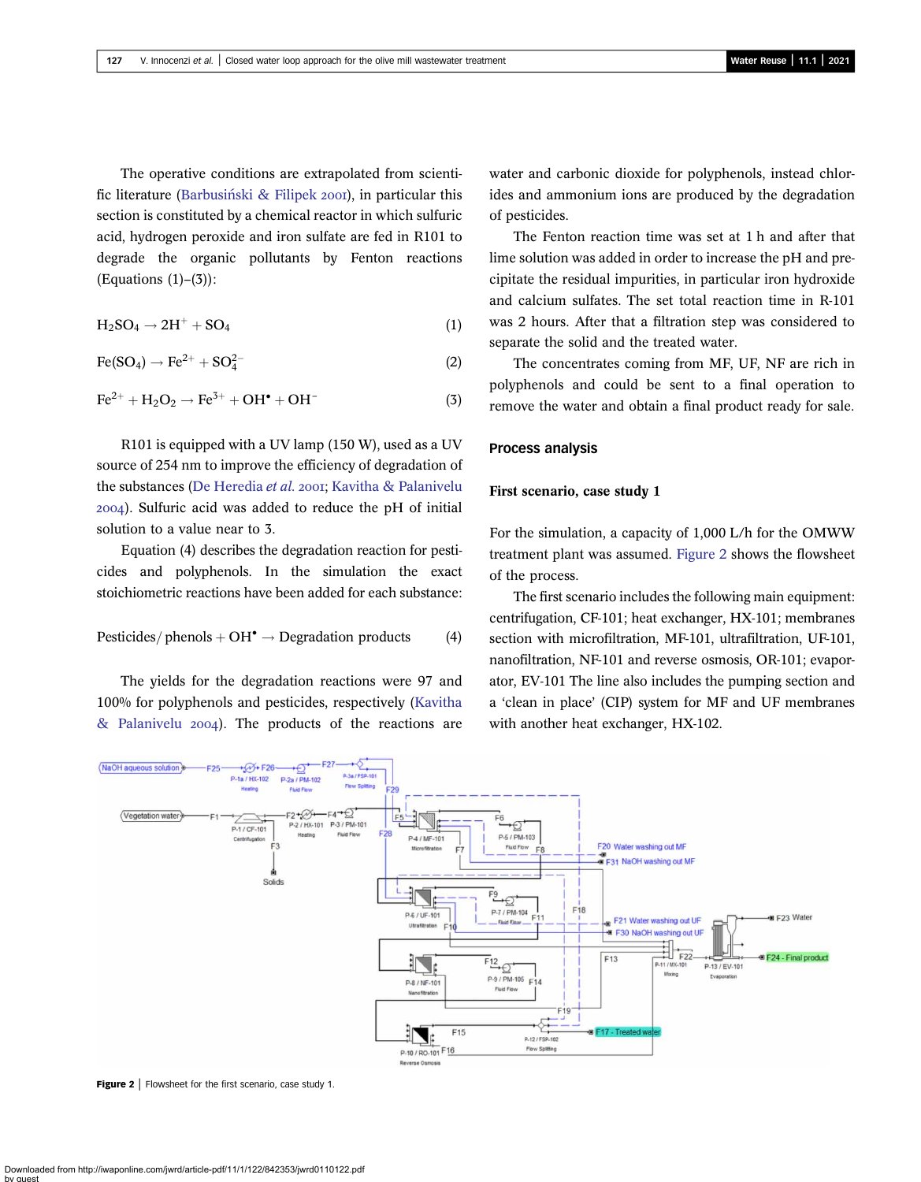The operative conditions are extrapolated from scientific literature (Barbusiński & Filipek 2001), in particular this section is constituted by a chemical reactor in which sulfuric acid, hydrogen peroxide and iron sulfate are fed in R101 to degrade the organic pollutants by Fenton reactions (Equations (1)–(3)):

$$H_2SO_4 \rightarrow 2H^+ + SO_4 \tag{1}$$

$$Fe(SO_4) \rightarrow Fe^{2+} + SO_4^{2-} \tag{2}$$

$$Fe^{2+} + H_2O_2 \rightarrow Fe^{3+} + OH^{\bullet} + OH^- \tag{3}$$

R101 is equipped with a UV lamp (150 W), used as a UV source of 254 nm to improve the efficiency of degradation of the substances (De Heredia *et al.* 2001; Kavitha & Palanivelu 2004). Sulfuric acid was added to reduce the pH of initial solution to a value near to 3.

Equation (4) describes the degradation reaction for pesticides and polyphenols. In the simulation the exact stoichiometric reactions have been added for each substance:

$$\text{Pesticides/ phenols} + OH^{\bullet} \rightarrow \text{Degradation products} \tag{4}$$

The yields for the degradation reactions were 97 and 100% for polyphenols and pesticides, respectively (Kavitha & Palanivelu 2004). The products of the reactions are water and carbonic dioxide for polyphenols, instead chlorides and ammonium ions are produced by the degradation of pesticides.

The Fenton reaction time was set at 1 h and after that lime solution was added in order to increase the pH and precipitate the residual impurities, in particular iron hydroxide and calcium sulfates. The set total reaction time in R-101 was 2 hours. After that a filtration step was considered to separate the solid and the treated water.

The concentrates coming from MF, UF, NF are rich in polyphenols and could be sent to a final operation to remove the water and obtain a final product ready for sale.

## Process analysis

### First scenario, case study 1

For the simulation, a capacity of 1,000 L/h for the OMWW treatment plant was assumed. Figure 2 shows the flowsheet of the process.

The first scenario includes the following main equipment: centrifugation, CF-101; heat exchanger, HX-101; membranes section with microfiltration, MF-101, ultrafiltration, UF-101, nanofiltration, NF-101 and reverse osmosis, OR-101; evaporator, EV-101 The line also includes the pumping section and a 'clean in place' (CIP) system for MF and UF membranes with another heat exchanger, HX-102.

**Figure 2** | Flowsheet for the first scenario, case study 1.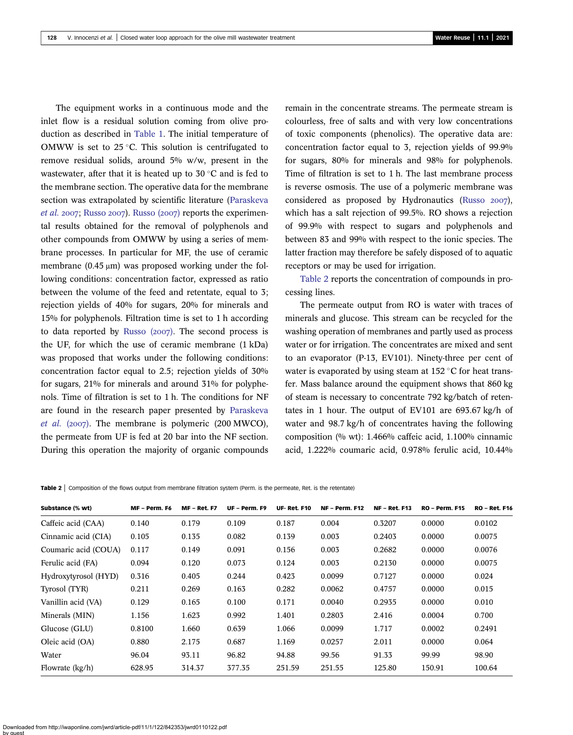The equipment works in a continuous mode and the inlet flow is a residual solution coming from olive production as described in Table 1. The initial temperature of OMWW is set to 25 °C. This solution is centrifugated to remove residual solids, around 5% w/w, present in the wastewater, after that it is heated up to 30 °C and is fed to the membrane section. The operative data for the membrane section was extrapolated by scientific literature (Paraskeva *et al.* 2007; Russo 2007). Russo (2007) reports the experimental results obtained for the removal of polyphenols and other compounds from OMWW by using a series of membrane processes. In particular for MF, the use of ceramic membrane (0.45 μm) was proposed working under the following conditions: concentration factor, expressed as ratio between the volume of the feed and retentate, equal to 3; rejection yields of 40% for sugars, 20% for minerals and 15% for polyphenols. Filtration time is set to 1 h according to data reported by Russo (2007). The second process is the UF, for which the use of ceramic membrane (1 kDa) was proposed that works under the following conditions: concentration factor equal to 2.5; rejection yields of 30% for sugars, 21% for minerals and around 31% for polyphenols. Time of filtration is set to 1 h. The conditions for NF are found in the research paper presented by Paraskeva *et al.* (2007). The membrane is polymeric (200 MWCO), the permeate from UF is fed at 20 bar into the NF section. During this operation the majority of organic compounds remain in the concentrate streams. The permeate stream is colourless, free of salts and with very low concentrations of toxic components (phenolics). The operative data are: concentration factor equal to 3, rejection yields of 99.9% for sugars, 80% for minerals and 98% for polyphenols. Time of filtration is set to 1 h. The last membrane process is reverse osmosis. The use of a polymeric membrane was considered as proposed by Hydronautics (Russo 2007), which has a salt rejection of 99.5%. RO shows a rejection of 99.9% with respect to sugars and polyphenols and between 83 and 99% with respect to the ionic species. The latter fraction may therefore be safely disposed of to aquatic receptors or may be used for irrigation.

Table 2 reports the concentration of compounds in processing lines.

The permeate output from RO is water with traces of minerals and glucose. This stream can be recycled for the washing operation of membranes and partly used as process water or for irrigation. The concentrates are mixed and sent to an evaporator (P-13, EV101). Ninety-three per cent of water is evaporated by using steam at 152 °C for heat transfer. Mass balance around the equipment shows that 860 kg of steam is necessary to concentrate 792 kg/batch of retentates in 1 hour. The output of EV101 are 693.67 kg/h of water and 98.7 kg/h of concentrates having the following composition (% wt): 1.466% caffeic acid, 1.100% cinnamic acid, 1.222% coumaric acid, 0.978% ferulic acid, 10.44%

**Table 2** | Composition of the flows output from membrane filtration system (Perm. is the permeate, Ret. is the retentate)

| Substance (% wt) | MF – Perm. F6 | MF – Ret. F7 | UF – Perm. F9 | UF- Ret. F10 | NF – Perm. F12 | NF – Ret. F13 | RO – Perm. F15 | RO – Ret. F16 |
|---|---|---|---|---|---|---|---|---|
| Caffeic acid (CAA) | 0.140 | 0.179 | 0.109 | 0.187 | 0.004 | 0.3207 | 0.0000 | 0.0102 |
| Cinnamic acid (CIA) | 0.105 | 0.135 | 0.082 | 0.139 | 0.003 | 0.2403 | 0.0000 | 0.0075 |
| Coumaric acid (COUA) | 0.117 | 0.149 | 0.091 | 0.156 | 0.003 | 0.2682 | 0.0000 | 0.0076 |
| Ferulic acid (FA) | 0.094 | 0.120 | 0.073 | 0.124 | 0.003 | 0.2130 | 0.0000 | 0.0075 |
| Hydroxytyrosol (HYD) | 0.316 | 0.405 | 0.244 | 0.423 | 0.0099 | 0.7127 | 0.0000 | 0.024 |
| Tyrosol (TYR) | 0.211 | 0.269 | 0.163 | 0.282 | 0.0062 | 0.4757 | 0.0000 | 0.015 |
| Vanillin acid (VA) | 0.129 | 0.165 | 0.100 | 0.171 | 0.0040 | 0.2935 | 0.0000 | 0.010 |
| Minerals (MIN) | 1.156 | 1.623 | 0.992 | 1.401 | 0.2803 | 2.416 | 0.0004 | 0.700 |
| Glucose (GLU) | 0.8100 | 1.660 | 0.639 | 1.066 | 0.0099 | 1.717 | 0.0002 | 0.2491 |
| Oleic acid (OA) | 0.880 | 2.175 | 0.687 | 1.169 | 0.0257 | 2.011 | 0.0000 | 0.064 |
| Water | 96.04 | 93.11 | 96.82 | 94.88 | 99.56 | 91.33 | 99.99 | 98.90 |
| Flowrate (kg/h) | 628.95 | 314.37 | 377.35 | 251.59 | 251.55 | 125.80 | 150.91 | 100.64 |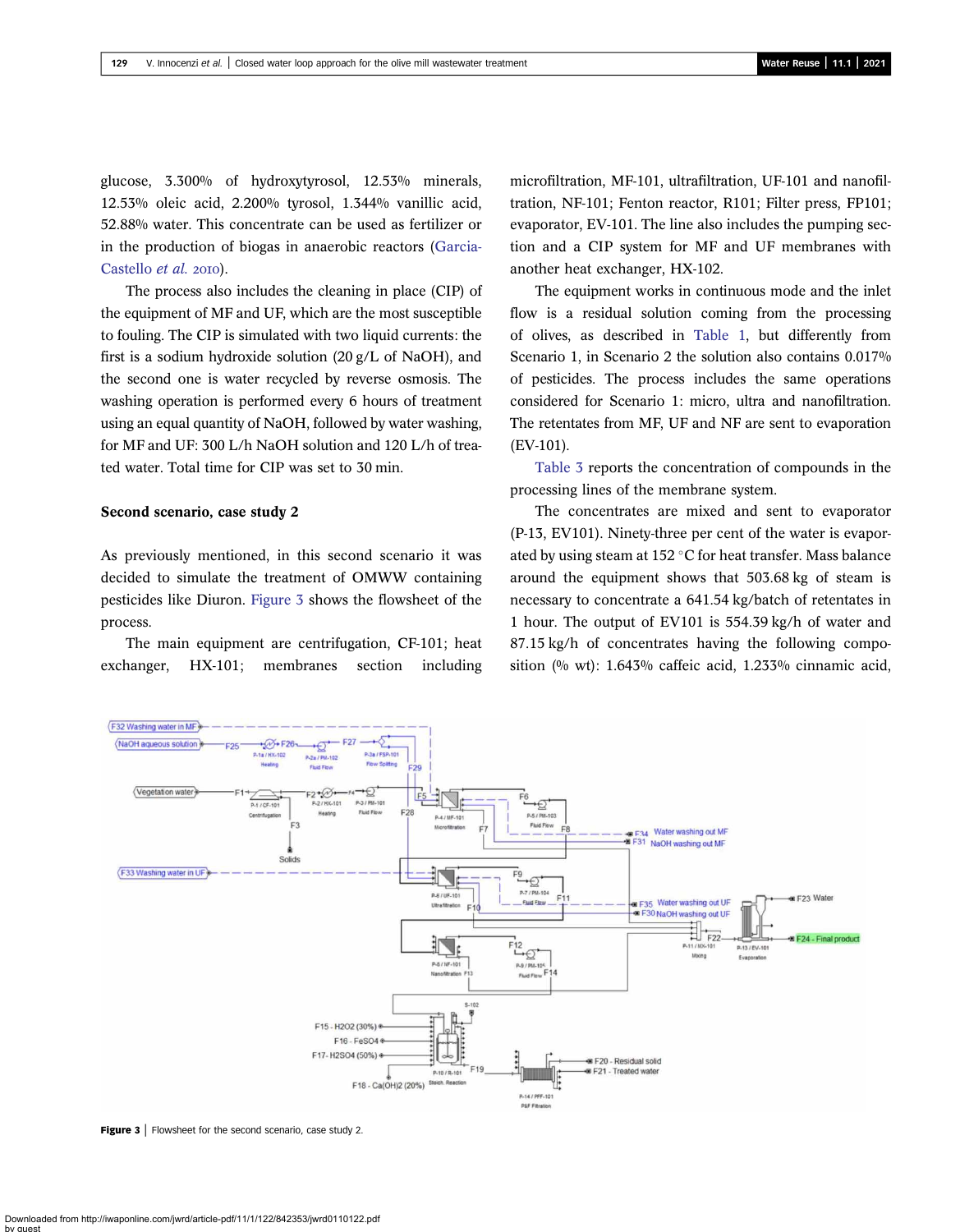glucose, 3.300% of hydroxytyrosol, 12.53% minerals, 12.53% oleic acid, 2.200% tyrosol, 1.344% vanillic acid, 52.88% water. This concentrate can be used as fertilizer or in the production of biogas in anaerobic reactors (Garcia-Castello *et al.* 2010).

The process also includes the cleaning in place (CIP) of the equipment of MF and UF, which are the most susceptible to fouling. The CIP is simulated with two liquid currents: the first is a sodium hydroxide solution (20 g/L of NaOH), and the second one is water recycled by reverse osmosis. The washing operation is performed every 6 hours of treatment using an equal quantity of NaOH, followed by water washing, for MF and UF: 300 L/h NaOH solution and 120 L/h of treated water. Total time for CIP was set to 30 min.

### Second scenario, case study 2

As previously mentioned, in this second scenario it was decided to simulate the treatment of OMWW containing pesticides like Diuron. Figure 3 shows the flowsheet of the process.

The main equipment are centrifugation, CF-101; heat exchanger, HX-101; membranes section including microfiltration, MF-101, ultrafiltration, UF-101 and nanofiltration, NF-101; Fenton reactor, R101; Filter press, FP101; evaporator, EV-101. The line also includes the pumping section and a CIP system for MF and UF membranes with another heat exchanger, HX-102.

The equipment works in continuous mode and the inlet flow is a residual solution coming from the processing of olives, as described in Table 1, but differently from Scenario 1, in Scenario 2 the solution also contains 0.017% of pesticides. The process includes the same operations considered for Scenario 1: micro, ultra and nanofiltration. The retentates from MF, UF and NF are sent to evaporation (EV-101).

Table 3 reports the concentration of compounds in the processing lines of the membrane system.

The concentrates are mixed and sent to evaporator (P-13, EV101). Ninety-three per cent of the water is evaporated by using steam at 152 °C for heat transfer. Mass balance around the equipment shows that 503.68 kg of steam is necessary to concentrate a 641.54 kg/batch of retentates in 1 hour. The output of EV101 is 554.39 kg/h of water and 87.15 kg/h of concentrates having the following composition (% wt): 1.643% caffeic acid, 1.233% cinnamic acid,

**Figure 3** | Flowsheet for the second scenario, case study 2.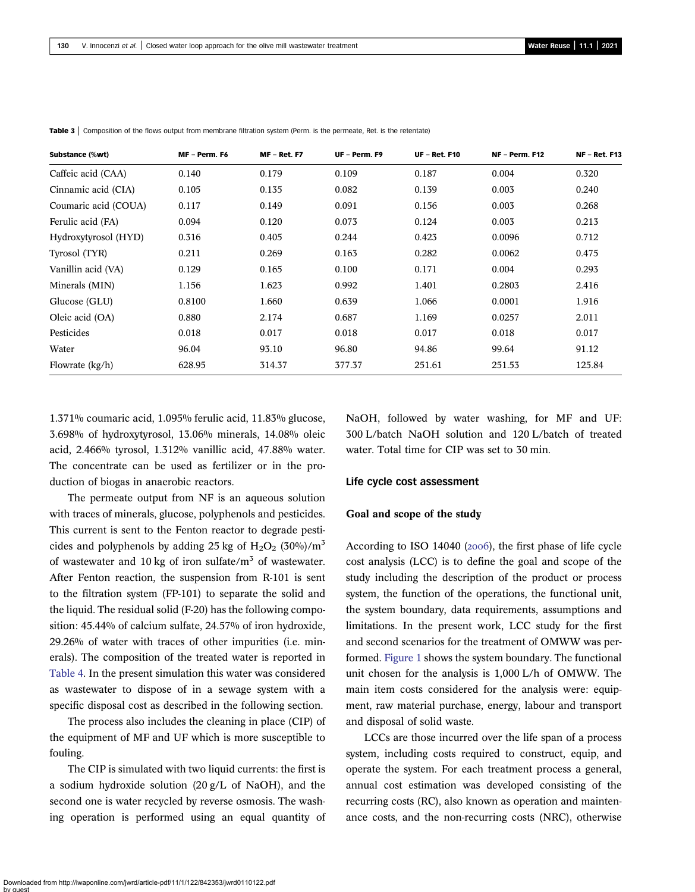**Table 3** | Composition of the flows output from membrane filtration system (Perm. is the permeate, Ret. is the retentate)

| Substance (%wt) | MF – Perm. F6 | MF – Ret. F7 | UF – Perm. F9 | UF – Ret. F10 | NF – Perm. F12 | NF – Ret. F13 |
|---|---|---|---|---|---|---|
| Caffeic acid (CAA) | 0.140 | 0.179 | 0.109 | 0.187 | 0.004 | 0.320 |
| Cinnamic acid (CIA) | 0.105 | 0.135 | 0.082 | 0.139 | 0.003 | 0.240 |
| Coumaric acid (COUA) | 0.117 | 0.149 | 0.091 | 0.156 | 0.003 | 0.268 |
| Ferulic acid (FA) | 0.094 | 0.120 | 0.073 | 0.124 | 0.003 | 0.213 |
| Hydroxytyrosol (HYD) | 0.316 | 0.405 | 0.244 | 0.423 | 0.0096 | 0.712 |
| Tyrosol (TYR) | 0.211 | 0.269 | 0.163 | 0.282 | 0.0062 | 0.475 |
| Vanillin acid (VA) | 0.129 | 0.165 | 0.100 | 0.171 | 0.004 | 0.293 |
| Minerals (MIN) | 1.156 | 1.623 | 0.992 | 1.401 | 0.2803 | 2.416 |
| Glucose (GLU) | 0.8100 | 1.660 | 0.639 | 1.066 | 0.0001 | 1.916 |
| Oleic acid (OA) | 0.880 | 2.174 | 0.687 | 1.169 | 0.0257 | 2.011 |
| Pesticides | 0.018 | 0.017 | 0.018 | 0.017 | 0.018 | 0.017 |
| Water | 96.04 | 93.10 | 96.80 | 94.86 | 99.64 | 91.12 |
| Flowrate (kg/h) | 628.95 | 314.37 | 377.37 | 251.61 | 251.53 | 125.84 |

1.371% coumaric acid, 1.095% ferulic acid, 11.83% glucose, 3.698% of hydroxytyrosol, 13.06% minerals, 14.08% oleic acid, 2.466% tyrosol, 1.312% vanillic acid, 47.88% water. The concentrate can be used as fertilizer or in the production of biogas in anaerobic reactors.

The permeate output from NF is an aqueous solution with traces of minerals, glucose, polyphenols and pesticides. This current is sent to the Fenton reactor to degrade pesticides and polyphenols by adding 25 kg of $H_2O_2$ (30%)/$m^3$ of wastewater and 10 kg of iron sulfate/$m^3$ of wastewater. After Fenton reaction, the suspension from R-101 is sent to the filtration system (FP-101) to separate the solid and the liquid. The residual solid (F-20) has the following composition: 45.44% of calcium sulfate, 24.57% of iron hydroxide, 29.26% of water with traces of other impurities (i.e. minerals). The composition of the treated water is reported in Table 4. In the present simulation this water was considered as wastewater to dispose of in a sewage system with a specific disposal cost as described in the following section.

The process also includes the cleaning in place (CIP) of the equipment of MF and UF which is more susceptible to fouling.

The CIP is simulated with two liquid currents: the first is a sodium hydroxide solution (20 g/L of NaOH), and the second one is water recycled by reverse osmosis. The washing operation is performed using an equal quantity of NaOH, followed by water washing, for MF and UF: 300 L/batch NaOH solution and 120 L/batch of treated water. Total time for CIP was set to 30 min.

## Life cycle cost assessment

### Goal and scope of the study

According to ISO 14040 (2006), the first phase of life cycle cost analysis (LCC) is to define the goal and scope of the study including the description of the product or process system, the function of the operations, the functional unit, the system boundary, data requirements, assumptions and limitations. In the present work, LCC study for the first and second scenarios for the treatment of OMWW was performed. Figure 1 shows the system boundary. The functional unit chosen for the analysis is 1,000 L/h of OMWW. The main item costs considered for the analysis were: equipment, raw material purchase, energy, labour and transport and disposal of solid waste.

LCCs are those incurred over the life span of a process system, including costs required to construct, equip, and operate the system. For each treatment process a general, annual cost estimation was developed consisting of the recurring costs (RC), also known as operation and maintenance costs, and the non-recurring costs (NRC), otherwise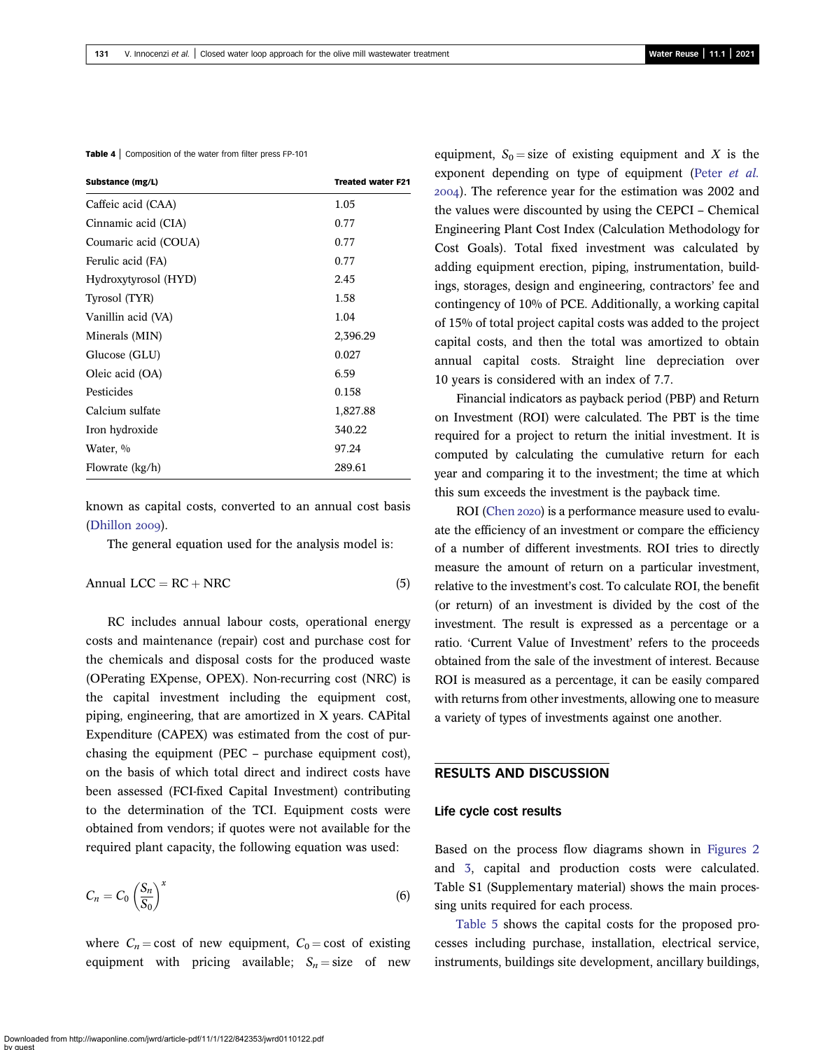**Table 4** | Composition of the water from filter press FP-101

| Substance (mg/L) | Treated water F21 |
|---|---|
| Caffeic acid (CAA) | 1.05 |
| Cinnamic acid (CIA) | 0.77 |
| Coumaric acid (COUA) | 0.77 |
| Ferulic acid (FA) | 0.77 |
| Hydroxytyrosol (HYD) | 2.45 |
| Tyrosol (TYR) | 1.58 |
| Vanillin acid (VA) | 1.04 |
| Minerals (MIN) | 2,396.29 |
| Glucose (GLU) | 0.027 |
| Oleic acid (OA) | 6.59 |
| Pesticides | 0.158 |
| Calcium sulfate | 1,827.88 |
| Iron hydroxide | 340.22 |
| Water, % | 97.24 |
| Flowrate (kg/h) | 289.61 |

known as capital costs, converted to an annual cost basis (Dhillon 2009).

The general equation used for the analysis model is:

$$\text{Annual LCC} = \text{RC} + \text{NRC} \tag{5}$$

RC includes annual labour costs, operational energy costs and maintenance (repair) cost and purchase cost for the chemicals and disposal costs for the produced waste (OPerating EXpense, OPEX). Non-recurring cost (NRC) is the capital investment including the equipment cost, piping, engineering, that are amortized in X years. CAPital Expenditure (CAPEX) was estimated from the cost of purchasing the equipment (PEC – purchase equipment cost), on the basis of which total direct and indirect costs have been assessed (FCI-fixed Capital Investment) contributing to the determination of the TCI. Equipment costs were obtained from vendors; if quotes were not available for the required plant capacity, the following equation was used:

$$C_n = C_0 \left(\frac{S_n}{S_0}\right)^x \tag{6}$$

where $C_n$ = cost of new equipment, $C_0$ = cost of existing equipment with pricing available; $S_n$ = size of new equipment, $S_0$ = size of existing equipment and $X$ is the exponent depending on type of equipment (Peter *et al.* 2004). The reference year for the estimation was 2002 and the values were discounted by using the CEPCI – Chemical Engineering Plant Cost Index (Calculation Methodology for Cost Goals). Total fixed investment was calculated by adding equipment erection, piping, instrumentation, buildings, storages, design and engineering, contractors' fee and contingency of 10% of PCE. Additionally, a working capital of 15% of total project capital costs was added to the project capital costs, and then the total was amortized to obtain annual capital costs. Straight line depreciation over 10 years is considered with an index of 7.7.

Financial indicators as payback period (PBP) and Return on Investment (ROI) were calculated. The PBT is the time required for a project to return the initial investment. It is computed by calculating the cumulative return for each year and comparing it to the investment; the time at which this sum exceeds the investment is the payback time.

ROI (Chen 2020) is a performance measure used to evaluate the efficiency of an investment or compare the efficiency of a number of different investments. ROI tries to directly measure the amount of return on a particular investment, relative to the investment's cost. To calculate ROI, the benefit (or return) of an investment is divided by the cost of the investment. The result is expressed as a percentage or a ratio. 'Current Value of Investment' refers to the proceeds obtained from the sale of the investment of interest. Because ROI is measured as a percentage, it can be easily compared with returns from other investments, allowing one to measure a variety of types of investments against one another.

## RESULTS AND DISCUSSION

### Life cycle cost results

Based on the process flow diagrams shown in Figures 2 and 3, capital and production costs were calculated. Table S1 (Supplementary material) shows the main processing units required for each process.

Table 5 shows the capital costs for the proposed processes including purchase, installation, electrical service, instruments, buildings site development, ancillary buildings,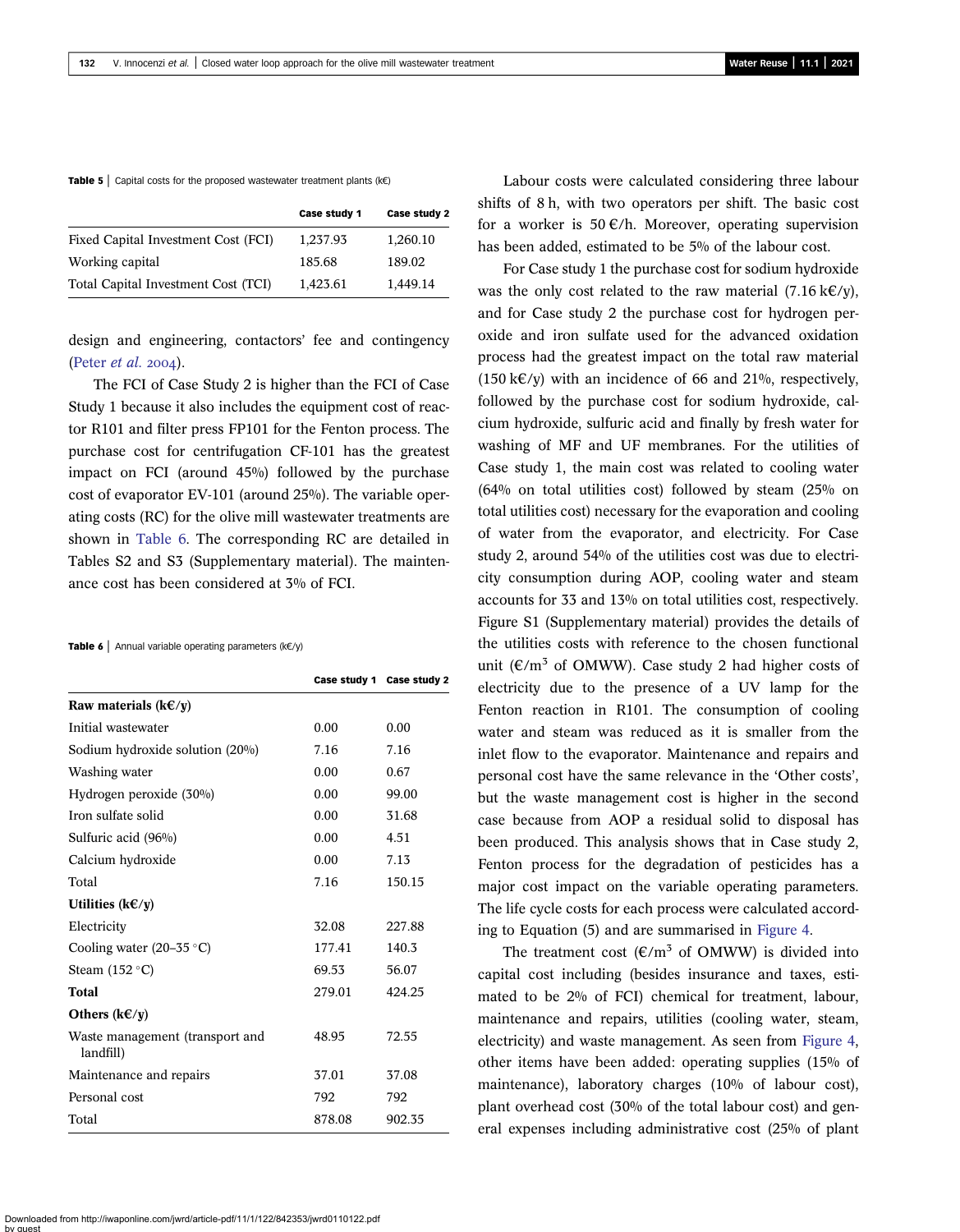**Table 5** | Capital costs for the proposed wastewater treatment plants (k€)

| | Case study 1 | Case study 2 |
|---|---|---|
| Fixed Capital Investment Cost (FCI) | 1,237.93 | 1,260.10 |
| Working capital | 185.68 | 189.02 |
| Total Capital Investment Cost (TCI) | 1,423.61 | 1,449.14 |

design and engineering, contactors' fee and contingency (Peter *et al.* 2004).

The FCI of Case Study 2 is higher than the FCI of Case Study 1 because it also includes the equipment cost of reactor R101 and filter press FP101 for the Fenton process. The purchase cost for centrifugation CF-101 has the greatest impact on FCI (around 45%) followed by the purchase cost of evaporator EV-101 (around 25%). The variable operating costs (RC) for the olive mill wastewater treatments are shown in Table 6. The corresponding RC are detailed in Tables S2 and S3 (Supplementary material). The maintenance cost has been considered at 3% of FCI.

**Table 6** | Annual variable operating parameters (k€/y)

| | Case study 1 | Case study 2 |
|---|---|---|
| **Raw materials (k€/y)** | | |
| Initial wastewater | 0.00 | 0.00 |
| Sodium hydroxide solution (20%) | 7.16 | 7.16 |
| Washing water | 0.00 | 0.67 |
| Hydrogen peroxide (30%) | 0.00 | 99.00 |
| Iron sulfate solid | 0.00 | 31.68 |
| Sulfuric acid (96%) | 0.00 | 4.51 |
| Calcium hydroxide | 0.00 | 7.13 |
| Total | 7.16 | 150.15 |
| **Utilities (k€/y)** | | |
| Electricity | 32.08 | 227.88 |
| Cooling water (20–35 °C) | 177.41 | 140.3 |
| Steam (152 °C) | 69.53 | 56.07 |
| **Total** | 279.01 | 424.25 |
| **Others (k€/y)** | | |
| Waste management (transport and landfill) | 48.95 | 72.55 |
| Maintenance and repairs | 37.01 | 37.08 |
| Personal cost | 792 | 792 |
| Total | 878.08 | 902.35 |

Labour costs were calculated considering three labour shifts of 8 h, with two operators per shift. The basic cost for a worker is 50 €/h. Moreover, operating supervision has been added, estimated to be 5% of the labour cost.

For Case study 1 the purchase cost for sodium hydroxide was the only cost related to the raw material (7.16 k€/y), and for Case study 2 the purchase cost for hydrogen peroxide and iron sulfate used for the advanced oxidation process had the greatest impact on the total raw material (150 k€/y) with an incidence of 66 and 21%, respectively, followed by the purchase cost for sodium hydroxide, calcium hydroxide, sulfuric acid and finally by fresh water for washing of MF and UF membranes. For the utilities of Case study 1, the main cost was related to cooling water (64% on total utilities cost) followed by steam (25% on total utilities cost) necessary for the evaporation and cooling of water from the evaporator, and electricity. For Case study 2, around 54% of the utilities cost was due to electricity consumption during AOP, cooling water and steam accounts for 33 and 13% on total utilities cost, respectively. Figure S1 (Supplementary material) provides the details of the utilities costs with reference to the chosen functional unit (€/m$^3$ of OMWW). Case study 2 had higher costs of electricity due to the presence of a UV lamp for the Fenton reaction in R101. The consumption of cooling water and steam was reduced as it is smaller from the inlet flow to the evaporator. Maintenance and repairs and personal cost have the same relevance in the 'Other costs', but the waste management cost is higher in the second case because from AOP a residual solid to disposal has been produced. This analysis shows that in Case study 2, Fenton process for the degradation of pesticides has a major cost impact on the variable operating parameters. The life cycle costs for each process were calculated according to Equation (5) and are summarised in Figure 4.

The treatment cost (€/m$^3$ of OMWW) is divided into capital cost including (besides insurance and taxes, estimated to be 2% of FCI) chemical for treatment, labour, maintenance and repairs, utilities (cooling water, steam, electricity) and waste management. As seen from Figure 4, other items have been added: operating supplies (15% of maintenance), laboratory charges (10% of labour cost), plant overhead cost (30% of the total labour cost) and general expenses including administrative cost (25% of plant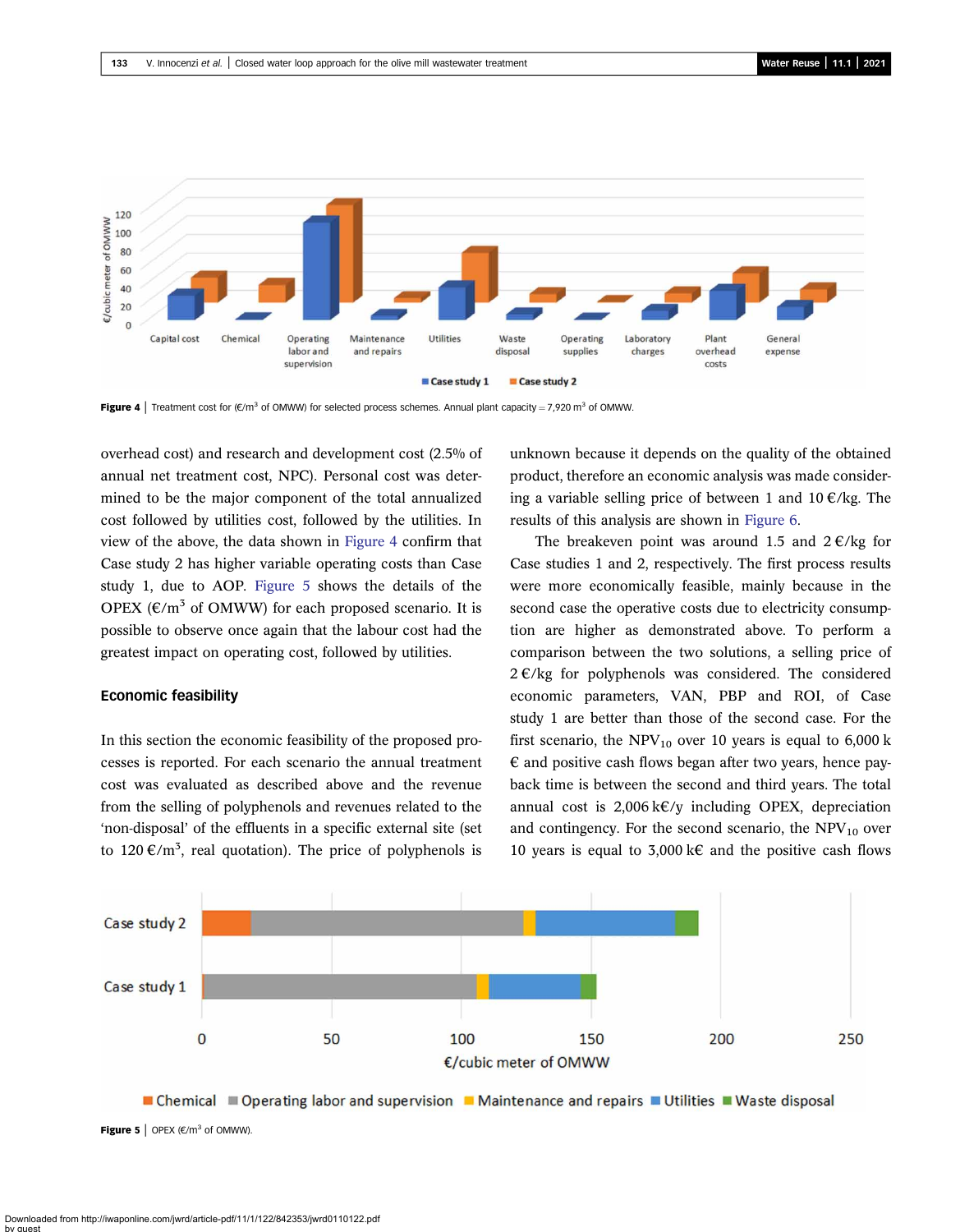Figure 4 | Treatment cost for (€/m$^3$ of OMWW) for selected process schemes. Annual plant capacity = 7,920 m$^3$ of OMWW.

overhead cost) and research and development cost (2.5% of annual net treatment cost, NPC). Personal cost was determined to be the major component of the total annualized cost followed by utilities cost, followed by the utilities. In view of the above, the data shown in Figure 4 confirm that Case study 2 has higher variable operating costs than Case study 1, due to AOP. Figure 5 shows the details of the OPEX (€/m$^3$ of OMWW) for each proposed scenario. It is possible to observe once again that the labour cost had the greatest impact on operating cost, followed by utilities.

## Economic feasibility

In this section the economic feasibility of the proposed processes is reported. For each scenario the annual treatment cost was evaluated as described above and the revenue from the selling of polyphenols and revenues related to the 'non-disposal' of the effluents in a specific external site (set to 120 €/m$^3$, real quotation). The price of polyphenols is unknown because it depends on the quality of the obtained product, therefore an economic analysis was made considering a variable selling price of between 1 and 10 €/kg. The results of this analysis are shown in Figure 6.

The breakeven point was around 1.5 and 2 €/kg for Case studies 1 and 2, respectively. The first process results were more economically feasible, mainly because in the second case the operative costs due to electricity consumption are higher as demonstrated above. To perform a comparison between the two solutions, a selling price of 2 €/kg for polyphenols was considered. The considered economic parameters, VAN, PBP and ROI, of Case study 1 are better than those of the second case. For the first scenario, the $NPV_{10}$ over 10 years is equal to 6,000 k€ and positive cash flows began after two years, hence payback time is between the second and third years. The total annual cost is 2,006 k€/y including OPEX, depreciation and contingency. For the second scenario, the $NPV_{10}$ over 10 years is equal to 3,000 k€ and the positive cash flows

Figure 5 | OPEX (€/m$^3$ of OMWW).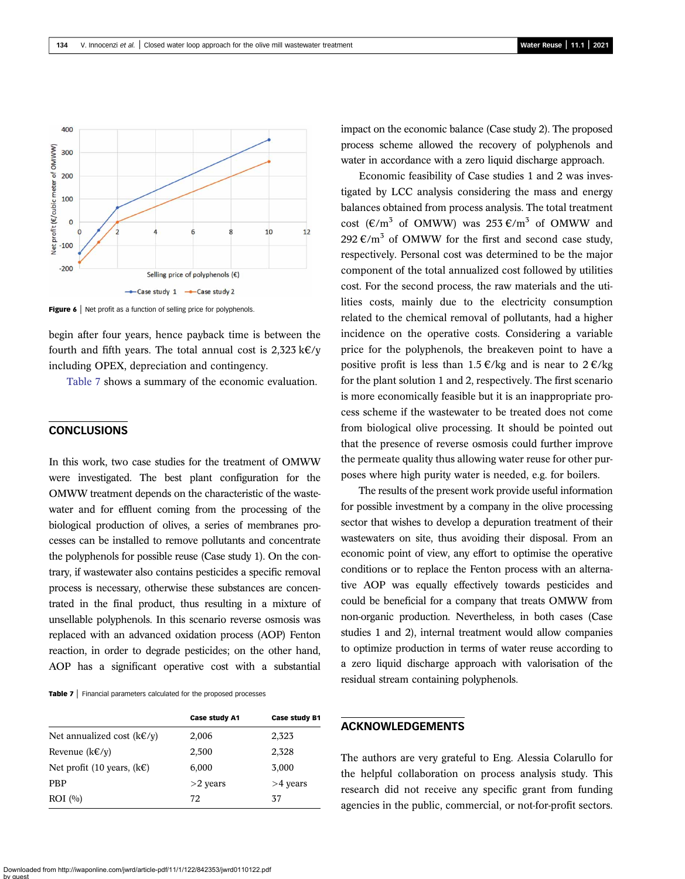Figure 6 | Net profit as a function of selling price for polyphenols.

begin after four years, hence payback time is between the fourth and fifth years. The total annual cost is 2,323 k€/y including OPEX, depreciation and contingency.

Table 7 shows a summary of the economic evaluation.

## CONCLUSIONS

In this work, two case studies for the treatment of OMWW were investigated. The best plant configuration for the OMWW treatment depends on the characteristic of the wastewater and for effluent coming from the processing of the biological production of olives, a series of membranes processes can be installed to remove pollutants and concentrate the polyphenols for possible reuse (Case study 1). On the contrary, if wastewater also contains pesticides a specific removal process is necessary, otherwise these substances are concentrated in the final product, thus resulting in a mixture of unsellable polyphenols. In this scenario reverse osmosis was replaced with an advanced oxidation process (AOP) Fenton reaction, in order to degrade pesticides; on the other hand, AOP has a significant operative cost with a substantial impact on the economic balance (Case study 2). The proposed process scheme allowed the recovery of polyphenols and water in accordance with a zero liquid discharge approach.

Economic feasibility of Case studies 1 and 2 was investigated by LCC analysis considering the mass and energy balances obtained from process analysis. The total treatment cost (€/m$^3$ of OMWW) was 253 €/m$^3$ of OMWW and 292 €/m$^3$ of OMWW for the first and second case study, respectively. Personal cost was determined to be the major component of the total annualized cost followed by utilities cost. For the second process, the raw materials and the utilities costs, mainly due to the electricity consumption related to the chemical removal of pollutants, had a higher incidence on the operative costs. Considering a variable price for the polyphenols, the breakeven point to have a positive profit is less than 1.5 €/kg and is near to 2 €/kg for the plant solution 1 and 2, respectively. The first scenario is more economically feasible but it is an inappropriate process scheme if the wastewater to be treated does not come from biological olive processing. It should be pointed out that the presence of reverse osmosis could further improve the permeate quality thus allowing water reuse for other purposes where high purity water is needed, e.g. for boilers.

The results of the present work provide useful information for possible investment by a company in the olive processing sector that wishes to develop a depuration treatment of their wastewaters on site, thus avoiding their disposal. From an economic point of view, any effort to optimise the operative conditions or to replace the Fenton process with an alternative AOP was equally effectively towards pesticides and could be beneficial for a company that treats OMWW from non-organic production. Nevertheless, in both cases (Case studies 1 and 2), internal treatment would allow companies to optimize production in terms of water reuse according to a zero liquid discharge approach with valorisation of the residual stream containing polyphenols.

Table 7 | Financial parameters calculated for the proposed processes

| | Case study A1 | Case study B1 |
|---|---|---|
| Net annualized cost (k€/y) | 2,006 | 2,323 |
| Revenue (k€/y) | 2,500 | 2,328 |
| Net profit (10 years, (k€) | 6,000 | 3,000 |
| PBP | >2 years | >4 years |
| ROI (%) | 72 | 37 |

## ACKNOWLEDGEMENTS

The authors are very grateful to Eng. Alessia Colarullo for the helpful collaboration on process analysis study. This research did not receive any specific grant from funding agencies in the public, commercial, or not-for-profit sectors.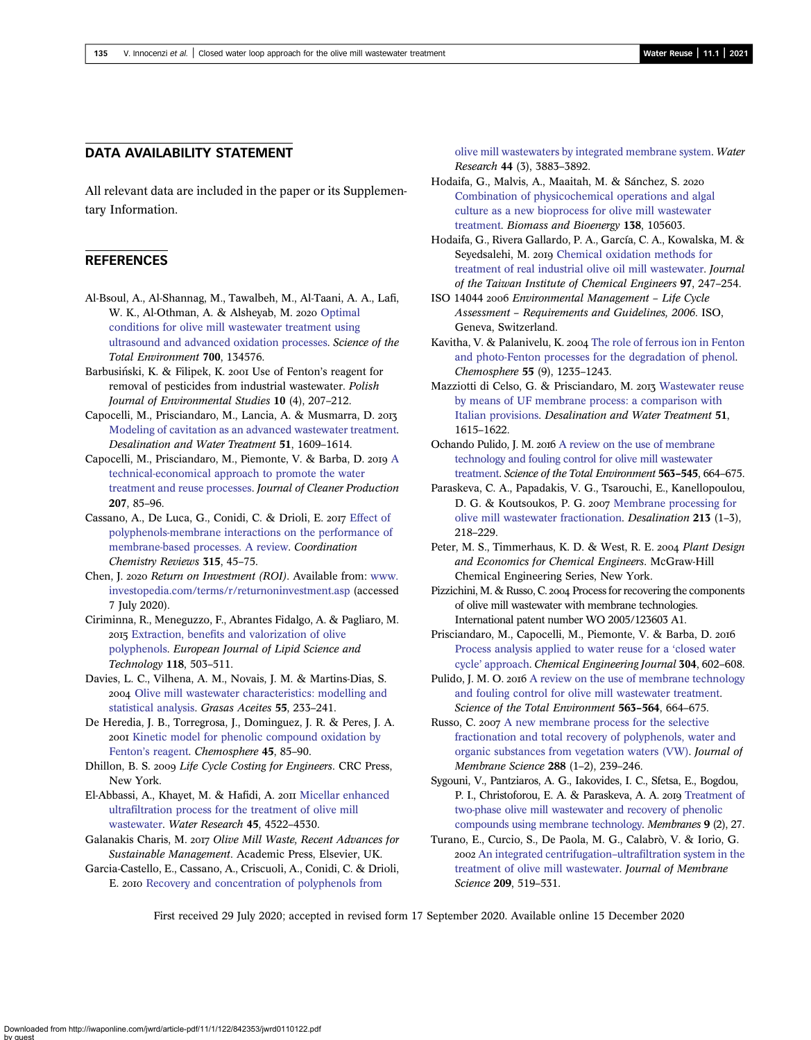## DATA AVAILABILITY STATEMENT

All relevant data are included in the paper or its Supplementary Information.

## REFERENCES

Al-Bsoul, A., Al-Shannag, M., Tawalbeh, M., Al-Taani, A. A., Lafi, W. K., Al-Othman, A. & Alsheyab, M. 2020 Optimal conditions for olive mill wastewater treatment using ultrasound and advanced oxidation processes. *Science of the Total Environment* **700**, 134576.

Barbusiński, K. & Filipek, K. 2001 Use of Fenton's reagent for removal of pesticides from industrial wastewater. *Polish Journal of Environmental Studies* **10** (4), 207–212.

Capocelli, M., Prisciandaro, M., Lancia, A. & Musmarra, D. 2013 Modeling of cavitation as an advanced wastewater treatment. *Desalination and Water Treatment* **51**, 1609–1614.

Capocelli, M., Prisciandaro, M., Piemonte, V. & Barba, D. 2019 A technical-economical approach to promote the water treatment and reuse processes. *Journal of Cleaner Production* **207**, 85–96.

Cassano, A., De Luca, G., Conidi, C. & Drioli, E. 2017 Effect of polyphenols-membrane interactions on the performance of membrane-based processes. A review. *Coordination Chemistry Reviews* **315**, 45–75.

Chen, J. 2020 *Return on Investment (ROI)*. Available from: www.investopedia.com/terms/r/returnoninvestment.asp (accessed 7 July 2020).

Ciriminna, R., Meneguzzo, F., Abrantes Fidalgo, A. & Pagliaro, M. 2015 Extraction, benefits and valorization of olive polyphenols. *European Journal of Lipid Science and Technology* **118**, 503–511.

Davies, L. C., Vilhena, A. M., Novais, J. M. & Martins-Dias, S. 2004 Olive mill wastewater characteristics: modelling and statistical analysis. *Grasas Aceites* **55**, 233–241.

De Heredia, J. B., Torregrosa, J., Dominguez, J. R. & Peres, J. A. 2001 Kinetic model for phenolic compound oxidation by Fenton's reagent. *Chemosphere* **45**, 85–90.

Dhillon, B. S. 2009 *Life Cycle Costing for Engineers*. CRC Press, New York.

El-Abbassi, A., Khayet, M. & Hafidi, A. 2011 Micellar enhanced ultrafiltration process for the treatment of olive mill wastewater. *Water Research* **45**, 4522–4530.

Galanakis Charis, M. 2017 *Olive Mill Waste, Recent Advances for Sustainable Management*. Academic Press, Elsevier, UK.

Garcia-Castello, E., Cassano, A., Criscuoli, A., Conidi, C. & Drioli, E. 2010 Recovery and concentration of polyphenols from olive mill wastewaters by integrated membrane system. *Water Research* **44** (3), 3883–3892.

Hodaifa, G., Malvis, A., Maaitah, M. & Sánchez, S. 2020 Combination of physicochemical operations and algal culture as a new bioprocess for olive mill wastewater treatment. *Biomass and Bioenergy* **138**, 105603.

Hodaifa, G., Rivera Gallardo, P. A., García, C. A., Kowalska, M. & Seyedsalehi, M. 2019 Chemical oxidation methods for treatment of real industrial olive oil mill wastewater. *Journal of the Taiwan Institute of Chemical Engineers* **97**, 247–254.

ISO 14044 2006 *Environmental Management – Life Cycle Assessment – Requirements and Guidelines, 2006*. ISO, Geneva, Switzerland.

Kavitha, V. & Palanivelu, K. 2004 The role of ferrous ion in Fenton and photo-Fenton processes for the degradation of phenol. *Chemosphere* **55** (9), 1235–1243.

Mazziotti di Celso, G. & Prisciandaro, M. 2013 Wastewater reuse by means of UF membrane process: a comparison with Italian provisions. *Desalination and Water Treatment* **51**, 1615–1622.

Ochando Pulido, J. M. 2016 A review on the use of membrane technology and fouling control for olive mill wastewater treatment. *Science of the Total Environment* **563–545**, 664–675.

Paraskeva, C. A., Papadakis, V. G., Tsarouchi, E., Kanellopoulou, D. G. & Koutsoukos, P. G. 2007 Membrane processing for olive mill wastewater fractionation. *Desalination* **213** (1–3), 218–229.

Peter, M. S., Timmerhaus, K. D. & West, R. E. 2004 *Plant Design and Economics for Chemical Engineers*. McGraw-Hill Chemical Engineering Series, New York.

Pizzichini, M. & Russo, C. 2004 Process for recovering the components of olive mill wastewater with membrane technologies. International patent number WO 2005/123603 A1.

Prisciandaro, M., Capocelli, M., Piemonte, V. & Barba, D. 2016 Process analysis applied to water reuse for a 'closed water cycle' approach. *Chemical Engineering Journal* **304**, 602–608.

Pulido, J. M. O. 2016 A review on the use of membrane technology and fouling control for olive mill wastewater treatment. *Science of the Total Environment* **563–564**, 664–675.

Russo, C. 2007 A new membrane process for the selective fractionation and total recovery of polyphenols, water and organic substances from vegetation waters (VW). *Journal of Membrane Science* **288** (1–2), 239–246.

Sygouni, V., Pantziaros, A. G., Iakovides, I. C., Sfetsa, E., Bogdou, P. I., Christoforou, E. A. & Paraskeva, A. A. 2019 Treatment of two-phase olive mill wastewater and recovery of phenolic compounds using membrane technology. *Membranes* **9** (2), 27.

Turano, E., Curcio, S., De Paola, M. G., Calabrò, V. & Iorio, G. 2002 An integrated centrifugation–ultrafiltration system in the treatment of olive mill wastewater. *Journal of Membrane Science* **209**, 519–531.

First received 29 July 2020; accepted in revised form 17 September 2020. Available online 15 December 2020